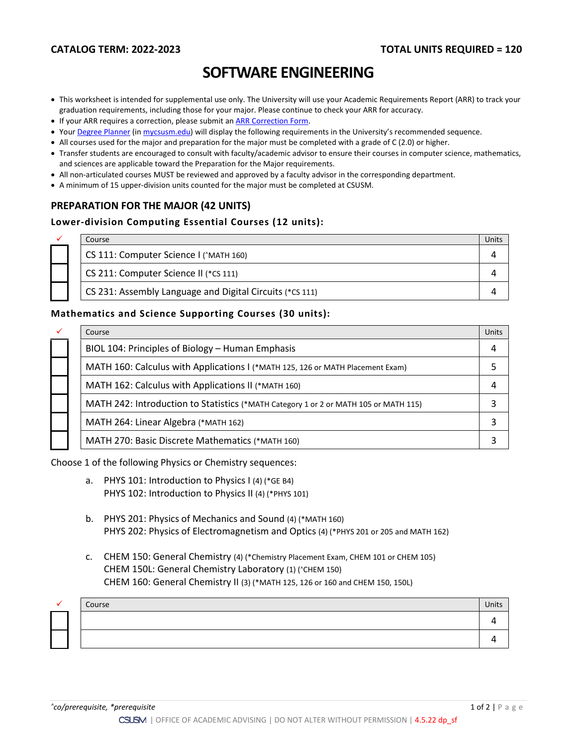**CATALOG TERM: 2022-2023** **TOTAL UNITS REQUIRED = 120**

# SOFTWARE ENGINEERING

- This worksheet is intended for supplemental use only. The University will use your Academic Requirements Report (ARR) to track your graduation requirements, including those for your major. Please continue to check your ARR for accuracy.
- If your ARR requires a correction, please submit an ARR Correction Form.
- Your Degree Planner (in mycsusm.edu) will display the following requirements in the University's recommended sequence.
- All courses used for the major and preparation for the major must be completed with a grade of C (2.0) or higher.
- Transfer students are encouraged to consult with faculty/academic advisor to ensure their courses in computer science, mathematics, and sciences are applicable toward the Preparation for the Major requirements.
- All non-articulated courses MUST be reviewed and approved by a faculty advisor in the corresponding department.
- A minimum of 15 upper-division units counted for the major must be completed at CSUSM.

## PREPARATION FOR THE MAJOR (42 UNITS)

### Lower-division Computing Essential Courses (12 units):

| ✓ | Course | Units |
|---|---|---|
| ☐ | CS 111: Computer Science I (^MATH 160) | 4 |
| ☐ | CS 211: Computer Science II (*CS 111) | 4 |
| ☐ | CS 231: Assembly Language and Digital Circuits (*CS 111) | 4 |

### Mathematics and Science Supporting Courses (30 units):

| ✓ | Course | Units |
|---|---|---|
| ☐ | BIOL 104: Principles of Biology – Human Emphasis | 4 |
| ☐ | MATH 160: Calculus with Applications I (*MATH 125, 126 or MATH Placement Exam) | 5 |
| ☐ | MATH 162: Calculus with Applications II (*MATH 160) | 4 |
| ☐ | MATH 242: Introduction to Statistics (*MATH Category 1 or 2 or MATH 105 or MATH 115) | 3 |
| ☐ | MATH 264: Linear Algebra (*MATH 162) | 3 |
| ☐ | MATH 270: Basic Discrete Mathematics (*MATH 160) | 3 |

Choose 1 of the following Physics or Chemistry sequences:

a. PHYS 101: Introduction to Physics I (4) (*GE B4)
   PHYS 102: Introduction to Physics II (4) (*PHYS 101)

b. PHYS 201: Physics of Mechanics and Sound (4) (*MATH 160)
   PHYS 202: Physics of Electromagnetism and Optics (4) (*PHYS 201 or 205 and MATH 162)

c. CHEM 150: General Chemistry (4) (*Chemistry Placement Exam, CHEM 101 or CHEM 105)
   CHEM 150L: General Chemistry Laboratory (1) (^CHEM 150)
   CHEM 160: General Chemistry II (3) (*MATH 125, 126 or 160 and CHEM 150, 150L)

| ✓ | Course | Units |
|---|---|---|
| ☐ | | 4 |
| ☐ | | 4 |

*^co/prerequisite, *prerequisite*

CSUSM | OFFICE OF ACADEMIC ADVISING | DO NOT ALTER WITHOUT PERMISSION | 4.5.22 dp_sf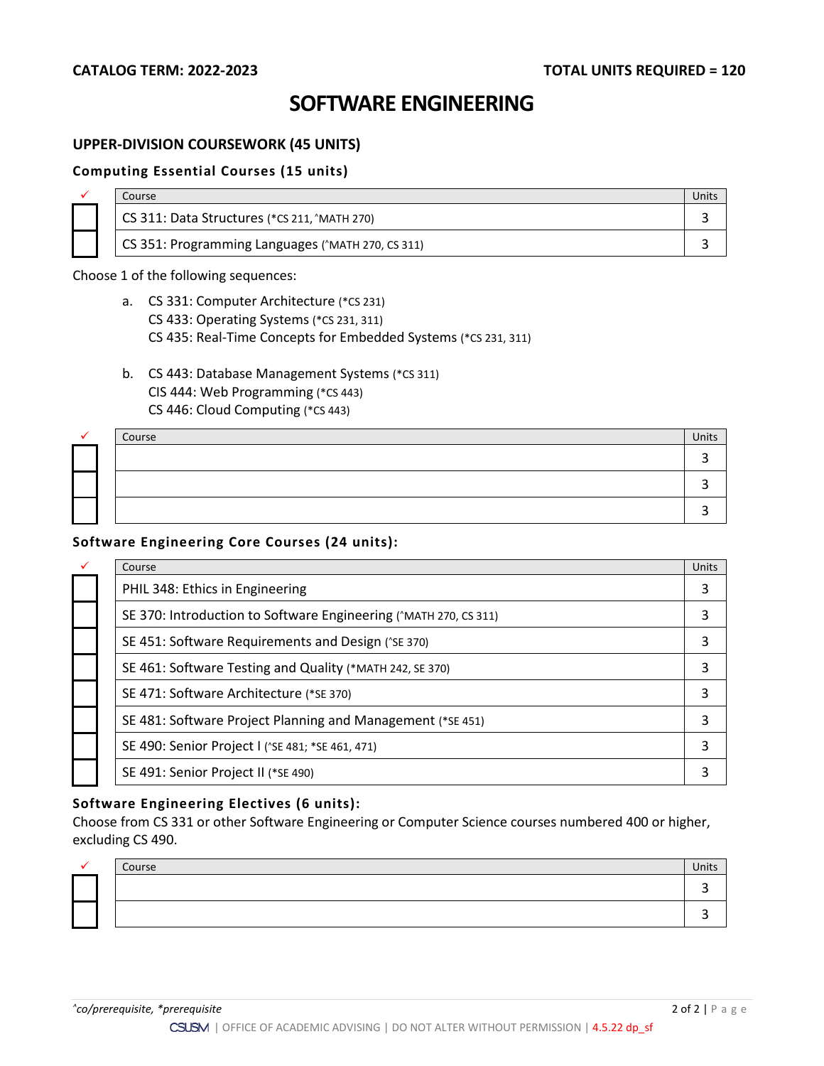**CATALOG TERM: 2022-2023** **TOTAL UNITS REQUIRED = 120**

# SOFTWARE ENGINEERING

## UPPER-DIVISION COURSEWORK (45 UNITS)

### Computing Essential Courses (15 units)

| ✓ | Course | Units |
|---|---|---|
| ☐ | CS 311: Data Structures (*CS 211, ^MATH 270) | 3 |
| ☐ | CS 351: Programming Languages (^MATH 270, CS 311) | 3 |

Choose 1 of the following sequences:

a. CS 331: Computer Architecture (*CS 231)
   CS 433: Operating Systems (*CS 231, 311)
   CS 435: Real-Time Concepts for Embedded Systems (*CS 231, 311)

b. CS 443: Database Management Systems (*CS 311)
   CIS 444: Web Programming (*CS 443)
   CS 446: Cloud Computing (*CS 443)

| ✓ | Course | Units |
|---|---|---|
| ☐ | | 3 |
| ☐ | | 3 |
| ☐ | | 3 |

### Software Engineering Core Courses (24 units):

| ✓ | Course | Units |
|---|---|---|
| ☐ | PHIL 348: Ethics in Engineering | 3 |
| ☐ | SE 370: Introduction to Software Engineering (^MATH 270, CS 311) | 3 |
| ☐ | SE 451: Software Requirements and Design (^SE 370) | 3 |
| ☐ | SE 461: Software Testing and Quality (*MATH 242, SE 370) | 3 |
| ☐ | SE 471: Software Architecture (*SE 370) | 3 |
| ☐ | SE 481: Software Project Planning and Management (*SE 451) | 3 |
| ☐ | SE 490: Senior Project I (^SE 481; *SE 461, 471) | 3 |
| ☐ | SE 491: Senior Project II (*SE 490) | 3 |

### Software Engineering Electives (6 units):

Choose from CS 331 or other Software Engineering or Computer Science courses numbered 400 or higher, excluding CS 490.

| ✓ | Course | Units |
|---|---|---|
| ☐ | | 3 |
| ☐ | | 3 |

*^co/prerequisite, *prerequisite*

CSUSM | OFFICE OF ACADEMIC ADVISING | DO NOT ALTER WITHOUT PERMISSION | 4.5.22 dp_sf